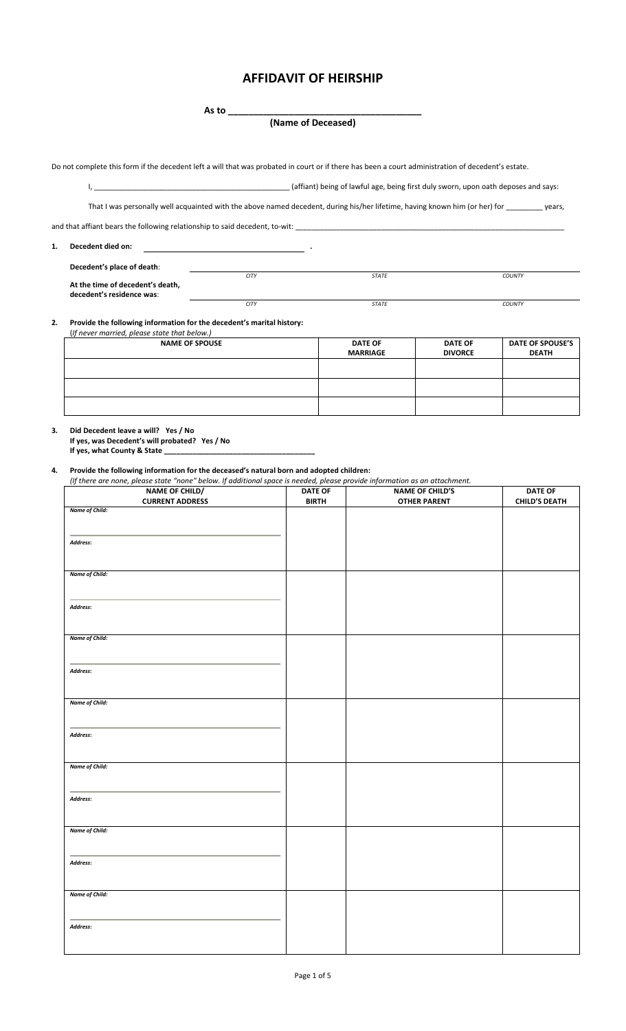# AFFIDAVIT OF HEIRSHIP

**As to \_\_\_\_\_\_\_\_\_\_\_\_\_\_\_\_\_\_\_\_\_\_\_\_\_\_\_\_\_\_\_\_\_\_\_\_\_**
**(Name of Deceased)**

Do not complete this form if the decedent left a will that was probated in court or if there has been a court administration of decedent's estate.

I, \_\_\_\_\_\_\_\_\_\_\_\_\_\_\_\_\_\_\_\_\_\_\_\_\_\_\_\_\_\_\_\_\_\_\_\_\_\_\_\_\_\_\_\_\_\_ (affiant) being of lawful age, being first duly sworn, upon oath deposes and says:

That I was personally well acquainted with the above named decedent, during his/her lifetime, having known him (or her) for \_\_\_\_\_\_\_\_\_ years, and that affiant bears the following relationship to said decedent, to-wit: \_\_\_\_\_\_\_\_\_\_\_\_\_\_\_\_\_\_\_\_\_\_\_\_\_\_\_\_\_\_\_\_\_\_\_\_\_\_\_\_\_\_\_\_\_\_\_\_\_\_\_\_\_\_\_\_\_\_\_\_\_\_\_\_\_\_\_

**1. Decedent died on:** \_\_\_\_\_\_\_\_\_\_\_\_\_\_\_\_\_\_\_\_\_\_\_\_\_\_\_\_\_\_\_\_\_\_\_\_\_\_\_ .

**Decedent's place of death**: \_\_\_\_\_\_\_\_\_\_\_\_\_\_\_\_\_\_\_\_\_\_\_\_\_\_\_\_\_\_\_\_\_\_\_\_\_\_\_\_\_\_\_\_\_\_\_\_\_\_\_\_\_\_\_\_\_\_\_\_\_\_\_\_\_\_\_
*CITY* *STATE* *COUNTY*

**At the time of decedent's death, decedent's residence was**: \_\_\_\_\_\_\_\_\_\_\_\_\_\_\_\_\_\_\_\_\_\_\_\_\_\_\_\_\_\_\_\_\_\_\_\_\_\_\_\_\_\_\_\_\_\_\_\_\_\_\_\_\_\_\_\_\_\_\_\_\_\_\_\_\_\_\_
*CITY* *STATE* *COUNTY*

**2. Provide the following information for the decedent's marital history:**
(*If never married, please state that below.)*

| NAME OF SPOUSE | DATE OF MARRIAGE | DATE OF DIVORCE | DATE OF SPOUSE'S DEATH |
|---|---|---|---|
| | | | |
| | | | |
| | | | |

**3. Did Decedent leave a will? Yes / No**
**If yes, was Decedent's will probated? Yes / No**
**If yes, what County & State \_\_\_\_\_\_\_\_\_\_\_\_\_\_\_\_\_\_\_\_\_\_\_\_\_\_\_\_\_\_\_\_\_\_\_\_\_**

**4. Provide the following information for the deceased's natural born and adopted children:**
*(If there are none, please state "none" below. If additional space is needed, please provide information as an attachment.*

| NAME OF CHILD/ CURRENT ADDRESS | DATE OF BIRTH | NAME OF CHILD'S OTHER PARENT | DATE OF CHILD'S DEATH |
|---|---|---|---|
| ***Name of Child:*** <br><br> ***Address:*** | | | |
| ***Name of Child:*** <br><br> ***Address:*** | | | |
| ***Name of Child:*** <br><br> ***Address:*** | | | |
| ***Name of Child:*** <br><br> ***Address:*** | | | |
| ***Name of Child:*** <br><br> ***Address:*** | | | |
| ***Name of Child:*** <br><br> ***Address:*** | | | |
| ***Name of Child:*** <br><br> ***Address:*** | | | |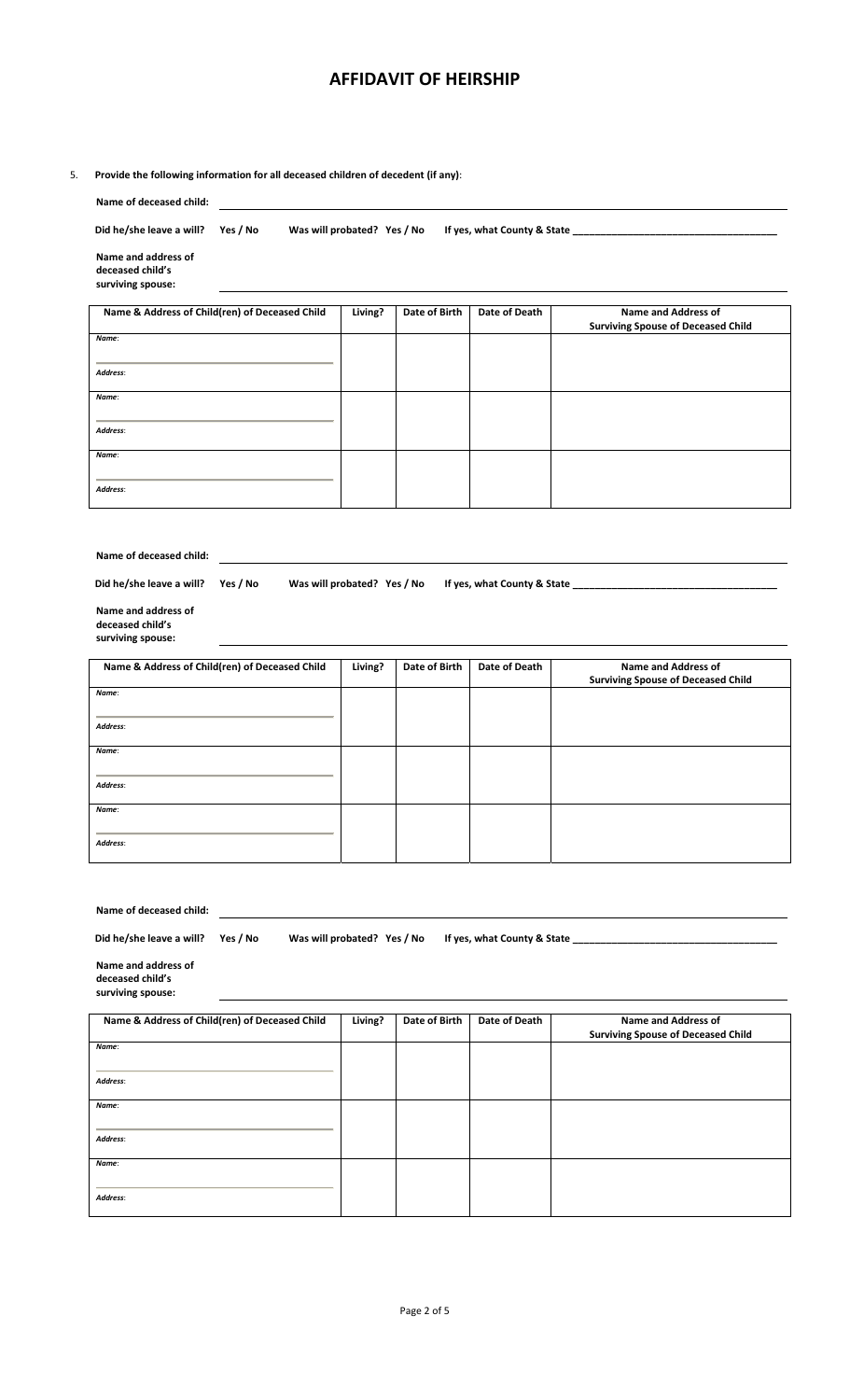# AFFIDAVIT OF HEIRSHIP

5. **Provide the following information for all deceased children of decedent (if any)**:

**Name of deceased child:** ____________________________________________

**Did he/she leave a will?** **Yes / No** **Was will probated? Yes / No** **If yes, what County & State** ____________________________________

**Name and address of deceased child's surviving spouse:** ____________________________________________

| Name & Address of Child(ren) of Deceased Child | Living? | Date of Birth | Date of Death | Name and Address of Surviving Spouse of Deceased Child |
|---|---|---|---|---|
| *Name:* <br> *Address:* | | | | |
| *Name:* <br> *Address:* | | | | |
| *Name:* <br> *Address:* | | | | |

**Name of deceased child:** ____________________________________________

**Did he/she leave a will?** **Yes / No** **Was will probated? Yes / No** **If yes, what County & State** ____________________________________

**Name and address of deceased child's surviving spouse:** ____________________________________________

| Name & Address of Child(ren) of Deceased Child | Living? | Date of Birth | Date of Death | Name and Address of Surviving Spouse of Deceased Child |
|---|---|---|---|---|
| *Name:* <br> *Address:* | | | | |
| *Name:* <br> *Address:* | | | | |
| *Name:* <br> *Address:* | | | | |

**Name of deceased child:** ____________________________________________

**Did he/she leave a will?** **Yes / No** **Was will probated? Yes / No** **If yes, what County & State** ____________________________________

**Name and address of deceased child's surviving spouse:** ____________________________________________

| Name & Address of Child(ren) of Deceased Child | Living? | Date of Birth | Date of Death | Name and Address of Surviving Spouse of Deceased Child |
|---|---|---|---|---|
| *Name:* <br> *Address:* | | | | |
| *Name:* <br> *Address:* | | | | |
| *Name:* <br> *Address:* | | | | |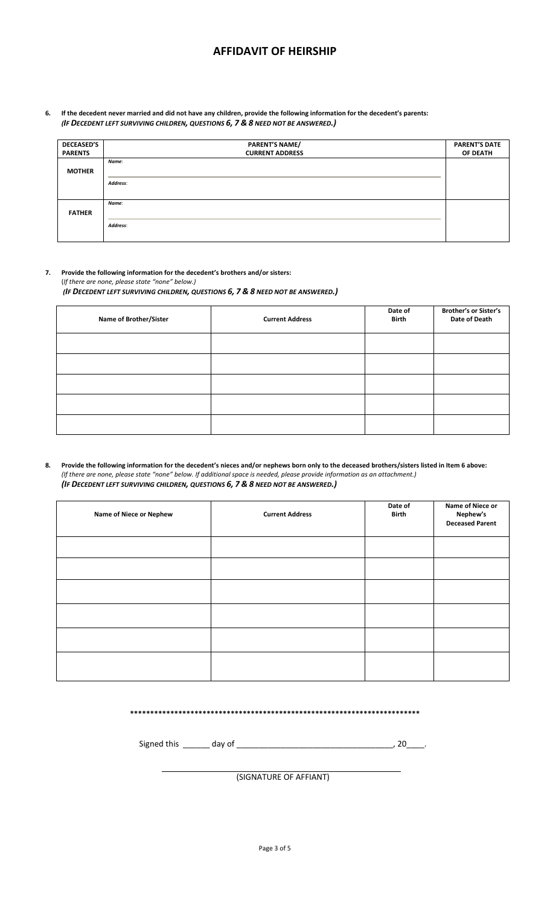# AFFIDAVIT OF HEIRSHIP

**6. If the decedent never married and did not have any children, provide the following information for the decedent's parents:**
***(IF DECEDENT LEFT SURVIVING CHILDREN, QUESTIONS 6, 7 & 8 NEED NOT BE ANSWERED.)***

| DECEASED'S PARENTS | PARENT'S NAME/ CURRENT ADDRESS | PARENT'S DATE OF DEATH |
|---|---|---|
| MOTHER | *Name*: <br> *Address*: | |
| FATHER | *Name*: <br> *Address*: | |

**7. Provide the following information for the decedent's brothers and/or sisters:**
(*If there are none, please state "none" below.)*
***(IF DECEDENT LEFT SURVIVING CHILDREN, QUESTIONS 6, 7 & 8 NEED NOT BE ANSWERED.)***

| Name of Brother/Sister | Current Address | Date of Birth | Brother's or Sister's Date of Death |
|---|---|---|---|
| | | | |
| | | | |
| | | | |
| | | | |
| | | | |

**8. Provide the following information for the decedent's nieces and/or nephews born only to the deceased brothers/sisters listed in Item 6 above:**
*(If there are none, please state "none" below. If additional space is needed, please provide information as an attachment.)*
***(IF DECEDENT LEFT SURVIVING CHILDREN, QUESTIONS 6, 7 & 8 NEED NOT BE ANSWERED.)***

| Name of Niece or Nephew | Current Address | Date of Birth | Name of Niece or Nephew's Deceased Parent |
|---|---|---|---|
| | | | |
| | | | |
| | | | |
| | | | |
| | | | |
| | | | |

**************************************************************************

Signed this ______ day of __________________________________, 20____.

_______________________________________________
(SIGNATURE OF AFFIANT)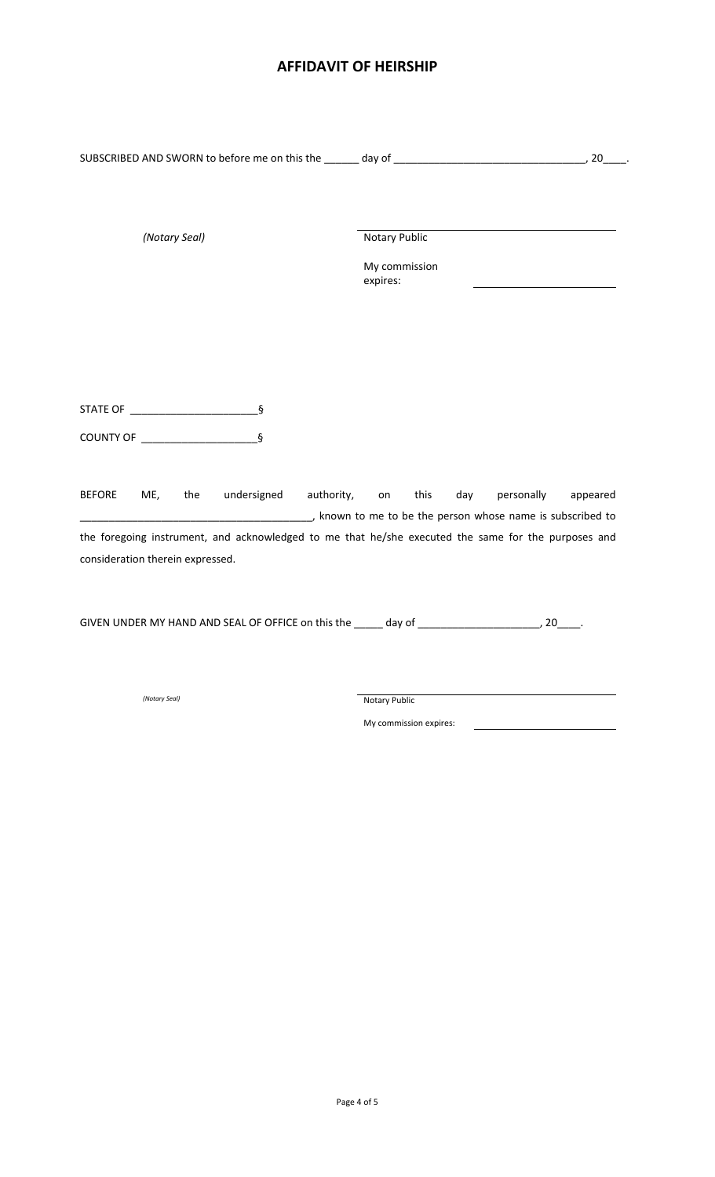# AFFIDAVIT OF HEIRSHIP

SUBSCRIBED AND SWORN to before me on this the ______ day of ________________________________, 20____.

*(Notary Seal)*

______________________________
Notary Public

My commission expires: ______________________

STATE OF ______________________§

COUNTY OF ____________________§

BEFORE ME, the undersigned authority, on this day personally appeared _______________________________________, known to me to be the person whose name is subscribed to the foregoing instrument, and acknowledged to me that he/she executed the same for the purposes and consideration therein expressed.

GIVEN UNDER MY HAND AND SEAL OF OFFICE on this the _____ day of _____________________, 20____.

*(Notary Seal)*

______________________________
Notary Public

My commission expires: ______________________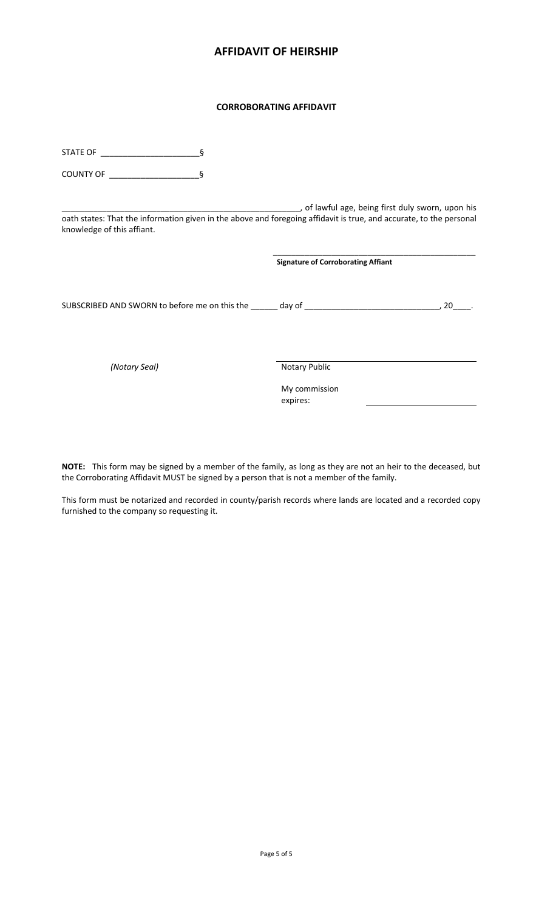# AFFIDAVIT OF HEIRSHIP

### CORROBORATING AFFIDAVIT

STATE OF ______________________§

COUNTY OF ____________________§

_____________________________________________________, of lawful age, being first duly sworn, upon his oath states: That the information given in the above and foregoing affidavit is true, and accurate, to the personal knowledge of this affiant.

_______________________________________________
**Signature of Corroborating Affiant**

SUBSCRIBED AND SWORN to before me on this the ______ day of ______________________________, 20____.

*(Notary Seal)*

_______________________________________________
Notary Public

My commission expires: ________________________

**NOTE:** This form may be signed by a member of the family, as long as they are not an heir to the deceased, but the Corroborating Affidavit MUST be signed by a person that is not a member of the family.

This form must be notarized and recorded in county/parish records where lands are located and a recorded copy furnished to the company so requesting it.